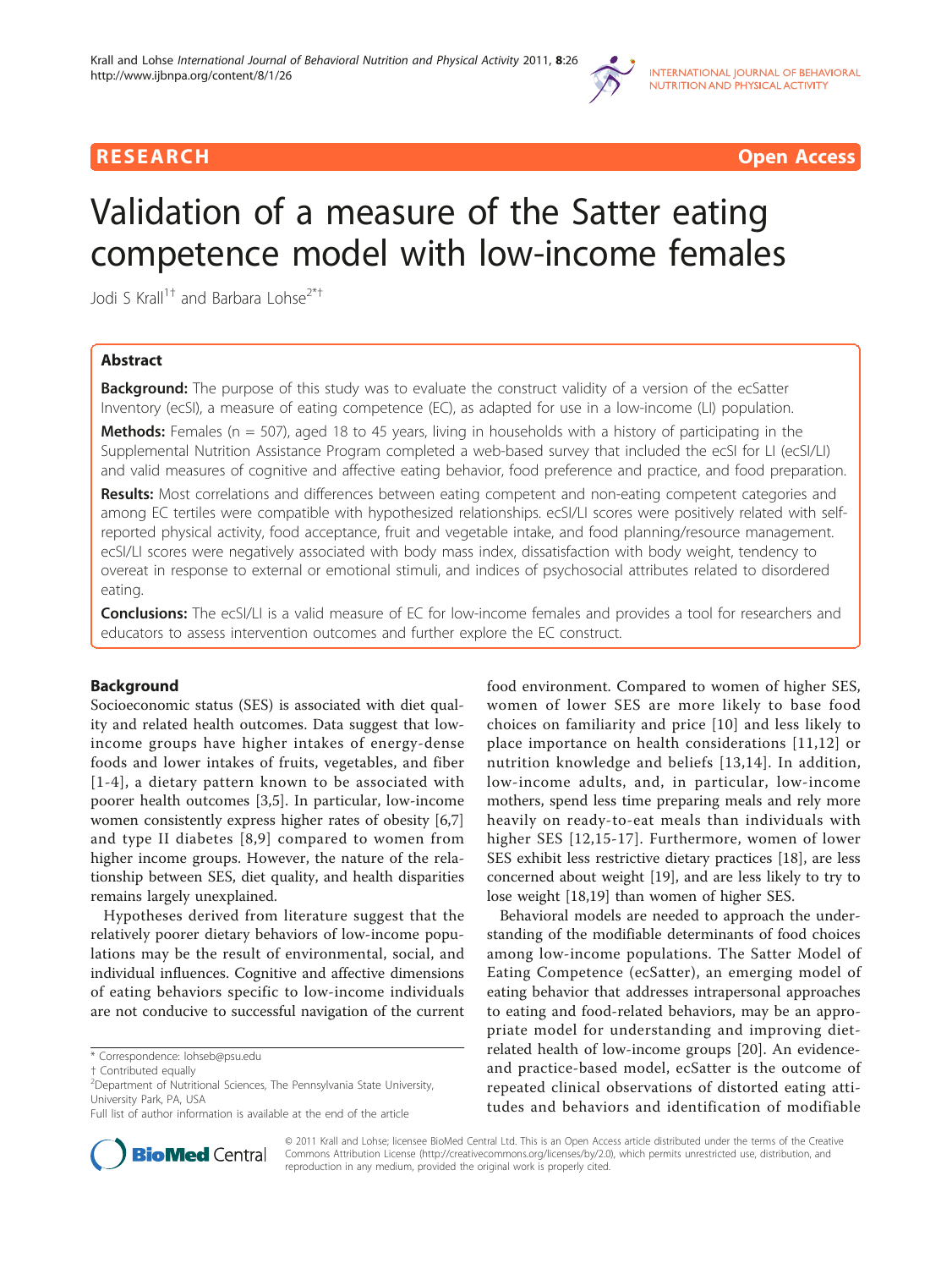RESEARCH Open Access

# Validation of a measure of the Satter eating competence model with low-income females

Jodi S Krall[1†] and Barbara Lohse[2*†]

## Abstract

**Background:** The purpose of this study was to evaluate the construct validity of a version of the ecSatter Inventory (ecSI), a measure of eating competence (EC), as adapted for use in a low-income (LI) population.

**Methods:** Females (n = 507), aged 18 to 45 years, living in households with a history of participating in the Supplemental Nutrition Assistance Program completed a web-based survey that included the ecSI for LI (ecSI/LI) and valid measures of cognitive and affective eating behavior, food preference and practice, and food preparation.

**Results:** Most correlations and differences between eating competent and non-eating competent categories and among EC tertiles were compatible with hypothesized relationships. ecSI/LI scores were positively related with self-reported physical activity, food acceptance, fruit and vegetable intake, and food planning/resource management. ecSI/LI scores were negatively associated with body mass index, dissatisfaction with body weight, tendency to overeat in response to external or emotional stimuli, and indices of psychosocial attributes related to disordered eating.

**Conclusions:** The ecSI/LI is a valid measure of EC for low-income females and provides a tool for researchers and educators to assess intervention outcomes and further explore the EC construct.

## Background

Socioeconomic status (SES) is associated with diet quality and related health outcomes. Data suggest that low-income groups have higher intakes of energy-dense foods and lower intakes of fruits, vegetables, and fiber [1-4], a dietary pattern known to be associated with poorer health outcomes [3,5]. In particular, low-income women consistently express higher rates of obesity [6,7] and type II diabetes [8,9] compared to women from higher income groups. However, the nature of the relationship between SES, diet quality, and health disparities remains largely unexplained.

Hypotheses derived from literature suggest that the relatively poorer dietary behaviors of low-income populations may be the result of environmental, social, and individual influences. Cognitive and affective dimensions of eating behaviors specific to low-income individuals are not conducive to successful navigation of the current food environment. Compared to women of higher SES, women of lower SES are more likely to base food choices on familiarity and price [10] and less likely to place importance on health considerations [11,12] or nutrition knowledge and beliefs [13,14]. In addition, low-income adults, and, in particular, low-income mothers, spend less time preparing meals and rely more heavily on ready-to-eat meals than individuals with higher SES [12,15-17]. Furthermore, women of lower SES exhibit less restrictive dietary practices [18], are less concerned about weight [19], and are less likely to try to lose weight [18,19] than women of higher SES.

Behavioral models are needed to approach the understanding of the modifiable determinants of food choices among low-income populations. The Satter Model of Eating Competence (ecSatter), an emerging model of eating behavior that addresses intrapersonal approaches to eating and food-related behaviors, may be an appropriate model for understanding and improving diet-related health of low-income groups [20]. An evidence- and practice-based model, ecSatter is the outcome of repeated clinical observations of distorted eating attitudes and behaviors and identification of modifiable

\* Correspondence: lohseb@psu.edu
† Contributed equally
[2]Department of Nutritional Sciences, The Pennsylvania State University, University Park, PA, USA
Full list of author information is available at the end of the article

© 2011 Krall and Lohse; licensee BioMed Central Ltd. This is an Open Access article distributed under the terms of the Creative Commons Attribution License (http://creativecommons.org/licenses/by/2.0), which permits unrestricted use, distribution, and reproduction in any medium, provided the original work is properly cited.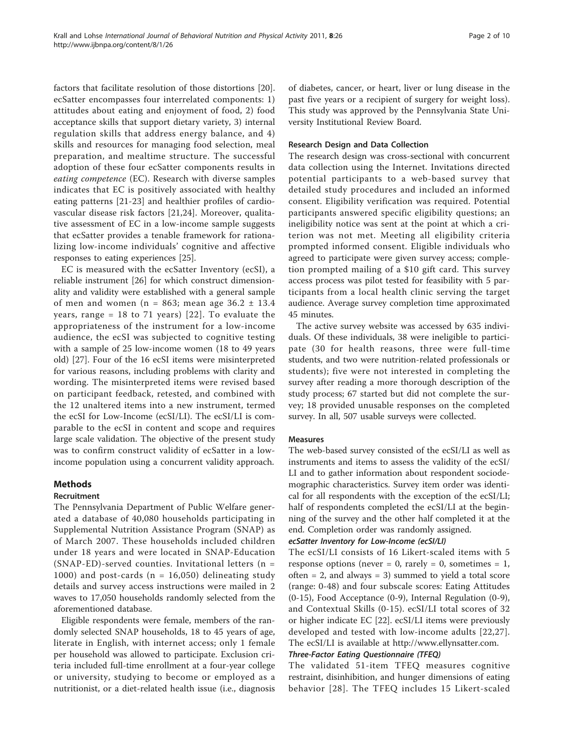factors that facilitate resolution of those distortions [20]. ecSatter encompasses four interrelated components: 1) attitudes about eating and enjoyment of food, 2) food acceptance skills that support dietary variety, 3) internal regulation skills that address energy balance, and 4) skills and resources for managing food selection, meal preparation, and mealtime structure. The successful adoption of these four ecSatter components results in *eating competence* (EC). Research with diverse samples indicates that EC is positively associated with healthy eating patterns [21-23] and healthier profiles of cardiovascular disease risk factors [21,24]. Moreover, qualitative assessment of EC in a low-income sample suggests that ecSatter provides a tenable framework for rationalizing low-income individuals' cognitive and affective responses to eating experiences [25].

EC is measured with the ecSatter Inventory (ecSI), a reliable instrument [26] for which construct dimensionality and validity were established with a general sample of men and women (n = 863; mean age 36.2 ± 13.4 years, range = 18 to 71 years) [22]. To evaluate the appropriateness of the instrument for a low-income audience, the ecSI was subjected to cognitive testing with a sample of 25 low-income women (18 to 49 years old) [27]. Four of the 16 ecSI items were misinterpreted for various reasons, including problems with clarity and wording. The misinterpreted items were revised based on participant feedback, retested, and combined with the 12 unaltered items into a new instrument, termed the ecSI for Low-Income (ecSI/LI). The ecSI/LI is comparable to the ecSI in content and scope and requires large scale validation. The objective of the present study was to confirm construct validity of ecSatter in a low-income population using a concurrent validity approach.

## Methods

### Recruitment

The Pennsylvania Department of Public Welfare generated a database of 40,080 households participating in Supplemental Nutrition Assistance Program (SNAP) as of March 2007. These households included children under 18 years and were located in SNAP-Education (SNAP-ED)-served counties. Invitational letters (n = 1000) and post-cards (n = 16,050) delineating study details and survey access instructions were mailed in 2 waves to 17,050 households randomly selected from the aforementioned database.

Eligible respondents were female, members of the randomly selected SNAP households, 18 to 45 years of age, literate in English, with internet access; only 1 female per household was allowed to participate. Exclusion criteria included full-time enrollment at a four-year college or university, studying to become or employed as a nutritionist, or a diet-related health issue (i.e., diagnosis of diabetes, cancer, or heart, liver or lung disease in the past five years or a recipient of surgery for weight loss). This study was approved by the Pennsylvania State University Institutional Review Board.

### Research Design and Data Collection

The research design was cross-sectional with concurrent data collection using the Internet. Invitations directed potential participants to a web-based survey that detailed study procedures and included an informed consent. Eligibility verification was required. Potential participants answered specific eligibility questions; an ineligibility notice was sent at the point at which a criterion was not met. Meeting all eligibility criteria prompted informed consent. Eligible individuals who agreed to participate were given survey access; completion prompted mailing of a $10 gift card. This survey access process was pilot tested for feasibility with 5 participants from a local health clinic serving the target audience. Average survey completion time approximated 45 minutes.

The active survey website was accessed by 635 individuals. Of these individuals, 38 were ineligible to participate (30 for health reasons, three were full-time students, and two were nutrition-related professionals or students); five were not interested in completing the survey after reading a more thorough description of the study process; 67 started but did not complete the survey; 18 provided unusable responses on the completed survey. In all, 507 usable surveys were collected.

### Measures

The web-based survey consisted of the ecSI/LI as well as instruments and items to assess the validity of the ecSI/LI and to gather information about respondent sociodemographic characteristics. Survey item order was identical for all respondents with the exception of the ecSI/LI; half of respondents completed the ecSI/LI at the beginning of the survey and the other half completed it at the end. Completion order was randomly assigned.

#### *ecSatter Inventory for Low-Income (ecSI/LI)*

The ecSI/LI consists of 16 Likert-scaled items with 5 response options (never = 0, rarely = 0, sometimes = 1, often = 2, and always = 3) summed to yield a total score (range: 0-48) and four subscale scores: Eating Attitudes (0-15), Food Acceptance (0-9), Internal Regulation (0-9), and Contextual Skills (0-15). ecSI/LI total scores of 32 or higher indicate EC [22]. ecSI/LI items were previously developed and tested with low-income adults [22,27]. The ecSI/LI is available at http://www.ellynsatter.com.

#### *Three-Factor Eating Questionnaire (TFEQ)*

The validated 51-item TFEQ measures cognitive restraint, disinhibition, and hunger dimensions of eating behavior [28]. The TFEQ includes 15 Likert-scaled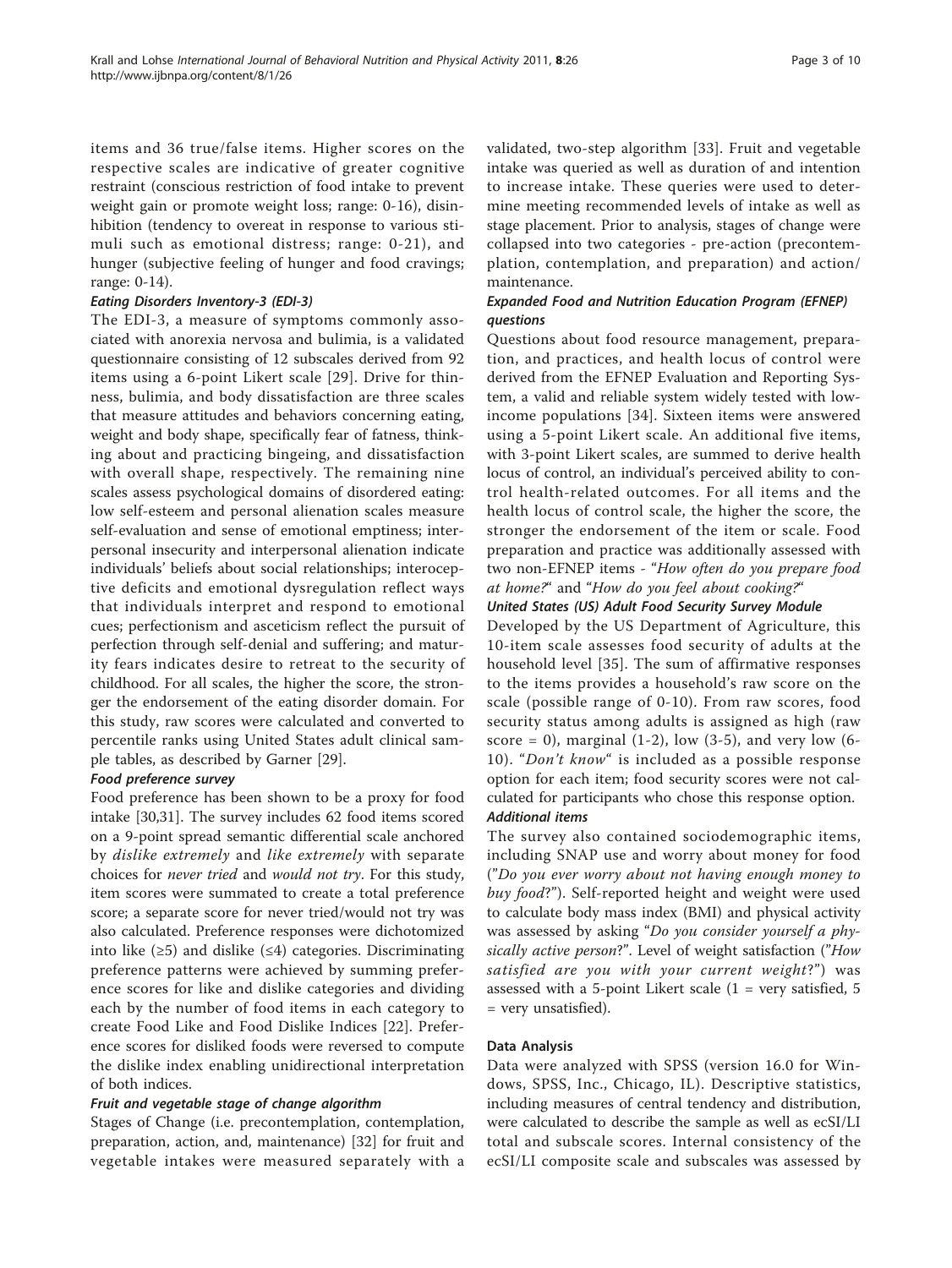items and 36 true/false items. Higher scores on the respective scales are indicative of greater cognitive restraint (conscious restriction of food intake to prevent weight gain or promote weight loss; range: 0-16), disinhibition (tendency to overeat in response to various stimuli such as emotional distress; range: 0-21), and hunger (subjective feeling of hunger and food cravings; range: 0-14).

#### Eating Disorders Inventory-3 (EDI-3)

The EDI-3, a measure of symptoms commonly associated with anorexia nervosa and bulimia, is a validated questionnaire consisting of 12 subscales derived from 92 items using a 6-point Likert scale [29]. Drive for thinness, bulimia, and body dissatisfaction are three scales that measure attitudes and behaviors concerning eating, weight and body shape, specifically fear of fatness, thinking about and practicing bingeing, and dissatisfaction with overall shape, respectively. The remaining nine scales assess psychological domains of disordered eating: low self-esteem and personal alienation scales measure self-evaluation and sense of emotional emptiness; interpersonal insecurity and interpersonal alienation indicate individuals' beliefs about social relationships; interoceptive deficits and emotional dysregulation reflect ways that individuals interpret and respond to emotional cues; perfectionism and asceticism reflect the pursuit of perfection through self-denial and suffering; and maturity fears indicates desire to retreat to the security of childhood. For all scales, the higher the score, the stronger the endorsement of the eating disorder domain. For this study, raw scores were calculated and converted to percentile ranks using United States adult clinical sample tables, as described by Garner [29].

#### Food preference survey

Food preference has been shown to be a proxy for food intake [30,31]. The survey includes 62 food items scored on a 9-point spread semantic differential scale anchored by *dislike extremely* and *like extremely* with separate choices for *never tried* and *would not try*. For this study, item scores were summated to create a total preference score; a separate score for never tried/would not try was also calculated. Preference responses were dichotomized into like (≥5) and dislike (≤4) categories. Discriminating preference patterns were achieved by summing preference scores for like and dislike categories and dividing each by the number of food items in each category to create Food Like and Food Dislike Indices [22]. Preference scores for disliked foods were reversed to compute the dislike index enabling unidirectional interpretation of both indices.

#### Fruit and vegetable stage of change algorithm

Stages of Change (i.e. precontemplation, contemplation, preparation, action, and, maintenance) [32] for fruit and vegetable intakes were measured separately with a validated, two-step algorithm [33]. Fruit and vegetable intake was queried as well as duration of and intention to increase intake. These queries were used to determine meeting recommended levels of intake as well as stage placement. Prior to analysis, stages of change were collapsed into two categories - pre-action (precontemplation, contemplation, and preparation) and action/maintenance.

#### Expanded Food and Nutrition Education Program (EFNEP) questions

Questions about food resource management, preparation, and practices, and health locus of control were derived from the EFNEP Evaluation and Reporting System, a valid and reliable system widely tested with low-income populations [34]. Sixteen items were answered using a 5-point Likert scale. An additional five items, with 3-point Likert scales, are summed to derive health locus of control, an individual's perceived ability to control health-related outcomes. For all items and the health locus of control scale, the higher the score, the stronger the endorsement of the item or scale. Food preparation and practice was additionally assessed with two non-EFNEP items - "*How often do you prepare food at home?*" and "*How do you feel about cooking?*"

#### United States (US) Adult Food Security Survey Module

Developed by the US Department of Agriculture, this 10-item scale assesses food security of adults at the household level [35]. The sum of affirmative responses to the items provides a household's raw score on the scale (possible range of 0-10). From raw scores, food security status among adults is assigned as high (raw score = 0), marginal (1-2), low (3-5), and very low (6-10). "*Don't know*" is included as a possible response option for each item; food security scores were not calculated for participants who chose this response option.

#### Additional items

The survey also contained sociodemographic items, including SNAP use and worry about money for food ("*Do you ever worry about not having enough money to buy food?*"). Self-reported height and weight were used to calculate body mass index (BMI) and physical activity was assessed by asking "*Do you consider yourself a physically active person?*". Level of weight satisfaction ("*How satisfied are you with your current weight?*") was assessed with a 5-point Likert scale (1 = very satisfied, 5 = very unsatisfied).

### Data Analysis

Data were analyzed with SPSS (version 16.0 for Windows, SPSS, Inc., Chicago, IL). Descriptive statistics, including measures of central tendency and distribution, were calculated to describe the sample as well as ecSI/LI total and subscale scores. Internal consistency of the ecSI/LI composite scale and subscales was assessed by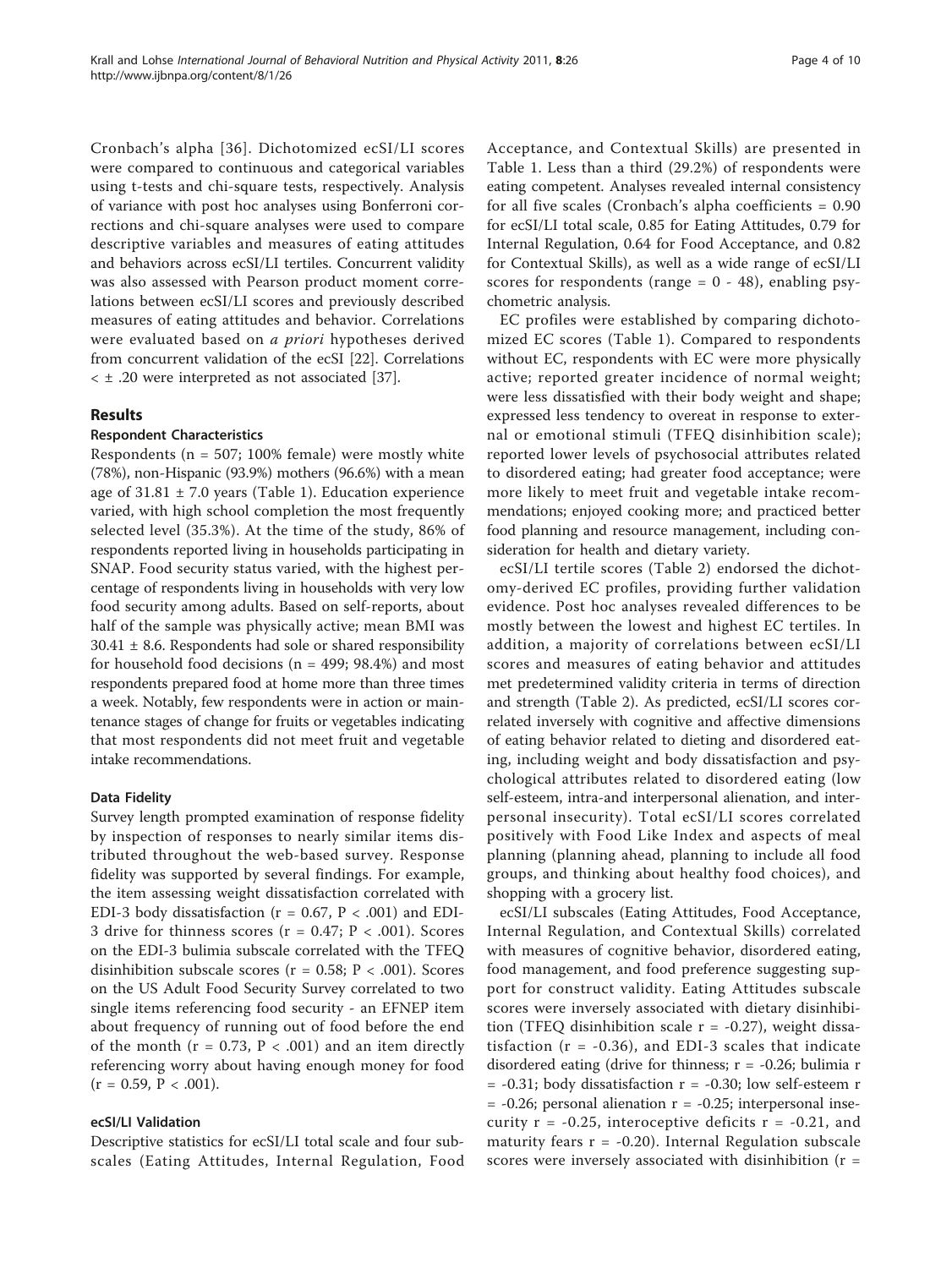Cronbach's alpha [36]. Dichotomized ecSI/LI scores were compared to continuous and categorical variables using t-tests and chi-square tests, respectively. Analysis of variance with post hoc analyses using Bonferroni corrections and chi-square analyses were used to compare descriptive variables and measures of eating attitudes and behaviors across ecSI/LI tertiles. Concurrent validity was also assessed with Pearson product moment correlations between ecSI/LI scores and previously described measures of eating attitudes and behavior. Correlations were evaluated based on *a priori* hypotheses derived from concurrent validation of the ecSI [22]. Correlations $< \pm .20$ were interpreted as not associated [37].

## Results

### Respondent Characteristics

Respondents (n = 507; 100% female) were mostly white (78%), non-Hispanic (93.9%) mothers (96.6%) with a mean age of $31.81 \pm 7.0$ years (Table 1). Education experience varied, with high school completion the most frequently selected level (35.3%). At the time of the study, 86% of respondents reported living in households participating in SNAP. Food security status varied, with the highest percentage of respondents living in households with very low food security among adults. Based on self-reports, about half of the sample was physically active; mean BMI was $30.41 \pm 8.6$. Respondents had sole or shared responsibility for household food decisions (n = 499; 98.4%) and most respondents prepared food at home more than three times a week. Notably, few respondents were in action or maintenance stages of change for fruits or vegetables indicating that most respondents did not meet fruit and vegetable intake recommendations.

#### Data Fidelity

Survey length prompted examination of response fidelity by inspection of responses to nearly similar items distributed throughout the web-based survey. Response fidelity was supported by several findings. For example, the item assessing weight dissatisfaction correlated with EDI-3 body dissatisfaction ($r = 0.67$, $P < .001$) and EDI-3 drive for thinness scores ($r = 0.47$; $P < .001$). Scores on the EDI-3 bulimia subscale correlated with the TFEQ disinhibition subscale scores ($r = 0.58$; $P < .001$). Scores on the US Adult Food Security Survey correlated to two single items referencing food security - an EFNEP item about frequency of running out of food before the end of the month ($r = 0.73$, $P < .001$) and an item directly referencing worry about having enough money for food ($r = 0.59$, $P < .001$).

#### ecSI/LI Validation

Descriptive statistics for ecSI/LI total scale and four subscales (Eating Attitudes, Internal Regulation, Food Acceptance, and Contextual Skills) are presented in Table 1. Less than a third (29.2%) of respondents were eating competent. Analyses revealed internal consistency for all five scales (Cronbach's alpha coefficients = 0.90 for ecSI/LI total scale, 0.85 for Eating Attitudes, 0.79 for Internal Regulation, 0.64 for Food Acceptance, and 0.82 for Contextual Skills), as well as a wide range of ecSI/LI scores for respondents (range = 0 - 48), enabling psychometric analysis.

EC profiles were established by comparing dichotomized EC scores (Table 1). Compared to respondents without EC, respondents with EC were more physically active; reported greater incidence of normal weight; were less dissatisfied with their body weight and shape; expressed less tendency to overeat in response to external or emotional stimuli (TFEQ disinhibition scale); reported lower levels of psychosocial attributes related to disordered eating; had greater food acceptance; were more likely to meet fruit and vegetable intake recommendations; enjoyed cooking more; and practiced better food planning and resource management, including consideration for health and dietary variety.

ecSI/LI tertile scores (Table 2) endorsed the dichotomy-derived EC profiles, providing further validation evidence. Post hoc analyses revealed differences to be mostly between the lowest and highest EC tertiles. In addition, a majority of correlations between ecSI/LI scores and measures of eating behavior and attitudes met predetermined validity criteria in terms of direction and strength (Table 2). As predicted, ecSI/LI scores correlated inversely with cognitive and affective dimensions of eating behavior related to dieting and disordered eating, including weight and body dissatisfaction and psychological attributes related to disordered eating (low self-esteem, intra-and interpersonal alienation, and interpersonal insecurity). Total ecSI/LI scores correlated positively with Food Like Index and aspects of meal planning (planning ahead, planning to include all food groups, and thinking about healthy food choices), and shopping with a grocery list.

ecSI/LI subscales (Eating Attitudes, Food Acceptance, Internal Regulation, and Contextual Skills) correlated with measures of cognitive behavior, disordered eating, food management, and food preference suggesting support for construct validity. Eating Attitudes subscale scores were inversely associated with dietary disinhibition (TFEQ disinhibition scale $r = -0.27$), weight dissatisfaction ($r = -0.36$), and EDI-3 scales that indicate disordered eating (drive for thinness; $r = -0.26$; bulimia $r = -0.31$; body dissatisfaction $r = -0.30$; low self-esteem $r = -0.26$; personal alienation $r = -0.25$; interpersonal insecurity $r = -0.25$, interoceptive deficits $r = -0.21$, and maturity fears $r = -0.20$). Internal Regulation subscale scores were inversely associated with disinhibition (r =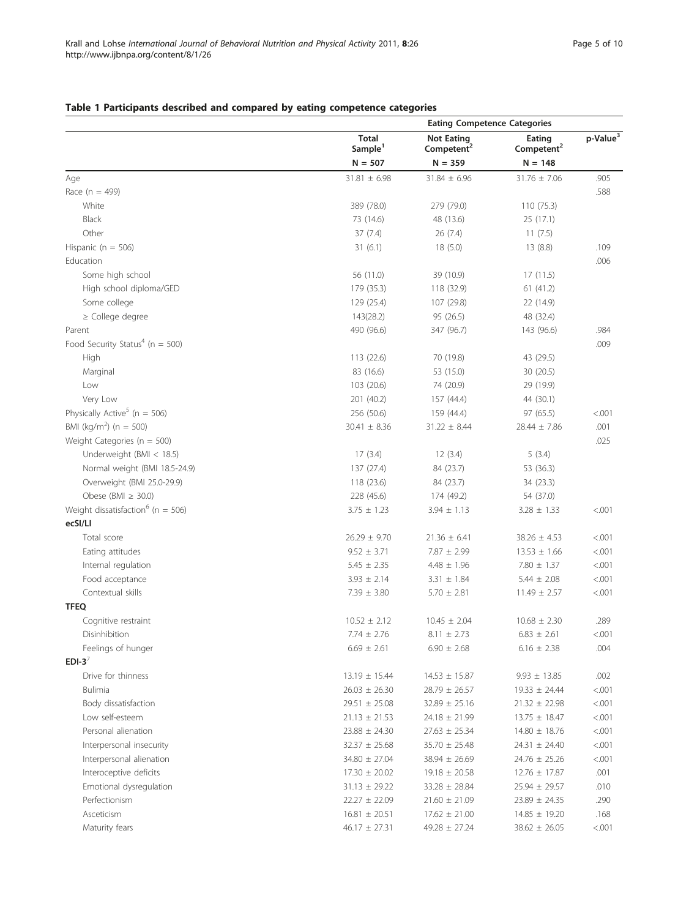## Table 1 Participants described and compared by eating competence categories

| | Eating Competence Categories | | | |
|---|---|---|---|---|
| | Total Sample[1] | Not Eating Competent[2] | Eating Competent[2] | p-Value[3] |
| | N = 507 | N = 359 | N = 148 | |
| Age | 31.81 ± 6.98 | 31.84 ± 6.96 | 31.76 ± 7.06 | .905 |
| Race (n = 499) | | | | .588 |
| White | 389 (78.0) | 279 (79.0) | 110 (75.3) | |
| Black | 73 (14.6) | 48 (13.6) | 25 (17.1) | |
| Other | 37 (7.4) | 26 (7.4) | 11 (7.5) | |
| Hispanic (n = 506) | 31 (6.1) | 18 (5.0) | 13 (8.8) | .109 |
| Education | | | | .006 |
| Some high school | 56 (11.0) | 39 (10.9) | 17 (11.5) | |
| High school diploma/GED | 179 (35.3) | 118 (32.9) | 61 (41.2) | |
| Some college | 129 (25.4) | 107 (29.8) | 22 (14.9) | |
| ≥ College degree | 143(28.2) | 95 (26.5) | 48 (32.4) | |
| Parent | 490 (96.6) | 347 (96.7) | 143 (96.6) | .984 |
| Food Security Status[4] (n = 500) | | | | .009 |
| High | 113 (22.6) | 70 (19.8) | 43 (29.5) | |
| Marginal | 83 (16.6) | 53 (15.0) | 30 (20.5) | |
| Low | 103 (20.6) | 74 (20.9) | 29 (19.9) | |
| Very Low | 201 (40.2) | 157 (44.4) | 44 (30.1) | |
| Physically Active[5] (n = 506) | 256 (50.6) | 159 (44.4) | 97 (65.5) | <.001 |
| BMI (kg/m$^2$) (n = 500) | 30.41 ± 8.36 | 31.22 ± 8.44 | 28.44 ± 7.86 | .001 |
| Weight Categories (n = 500) | | | | .025 |
| Underweight (BMI < 18.5) | 17 (3.4) | 12 (3.4) | 5 (3.4) | |
| Normal weight (BMI 18.5-24.9) | 137 (27.4) | 84 (23.7) | 53 (36.3) | |
| Overweight (BMI 25.0-29.9) | 118 (23.6) | 84 (23.7) | 34 (23.3) | |
| Obese (BMI ≥ 30.0) | 228 (45.6) | 174 (49.2) | 54 (37.0) | |
| Weight dissatisfaction[6] (n = 506) | 3.75 ± 1.23 | 3.94 ± 1.13 | 3.28 ± 1.33 | <.001 |
| **ecSI/LI** | | | | |
| Total score | 26.29 ± 9.70 | 21.36 ± 6.41 | 38.26 ± 4.53 | <.001 |
| Eating attitudes | 9.52 ± 3.71 | 7.87 ± 2.99 | 13.53 ± 1.66 | <.001 |
| Internal regulation | 5.45 ± 2.35 | 4.48 ± 1.96 | 7.80 ± 1.37 | <.001 |
| Food acceptance | 3.93 ± 2.14 | 3.31 ± 1.84 | 5.44 ± 2.08 | <.001 |
| Contextual skills | 7.39 ± 3.80 | 5.70 ± 2.81 | 11.49 ± 2.57 | <.001 |
| **TFEQ** | | | | |
| Cognitive restraint | 10.52 ± 2.12 | 10.45 ± 2.04 | 10.68 ± 2.30 | .289 |
| Disinhibition | 7.74 ± 2.76 | 8.11 ± 2.73 | 6.83 ± 2.61 | <.001 |
| Feelings of hunger | 6.69 ± 2.61 | 6.90 ± 2.68 | 6.16 ± 2.38 | .004 |
| **EDI-3**[7] | | | | |
| Drive for thinness | 13.19 ± 15.44 | 14.53 ± 15.87 | 9.93 ± 13.85 | .002 |
| Bulimia | 26.03 ± 26.30 | 28.79 ± 26.57 | 19.33 ± 24.44 | <.001 |
| Body dissatisfaction | 29.51 ± 25.08 | 32.89 ± 25.16 | 21.32 ± 22.98 | <.001 |
| Low self-esteem | 21.13 ± 21.53 | 24.18 ± 21.99 | 13.75 ± 18.47 | <.001 |
| Personal alienation | 23.88 ± 24.30 | 27.63 ± 25.34 | 14.80 ± 18.76 | <.001 |
| Interpersonal insecurity | 32.37 ± 25.68 | 35.70 ± 25.48 | 24.31 ± 24.40 | <.001 |
| Interpersonal alienation | 34.80 ± 27.04 | 38.94 ± 26.69 | 24.76 ± 25.26 | <.001 |
| Interoceptive deficits | 17.30 ± 20.02 | 19.18 ± 20.58 | 12.76 ± 17.87 | .001 |
| Emotional dysregulation | 31.13 ± 29.22 | 33.28 ± 28.84 | 25.94 ± 29.57 | .010 |
| Perfectionism | 22.27 ± 22.09 | 21.60 ± 21.09 | 23.89 ± 24.35 | .290 |
| Asceticism | 16.81 ± 20.51 | 17.62 ± 21.00 | 14.85 ± 19.20 | .168 |
| Maturity fears | 46.17 ± 27.31 | 49.28 ± 27.24 | 38.62 ± 26.05 | <.001 |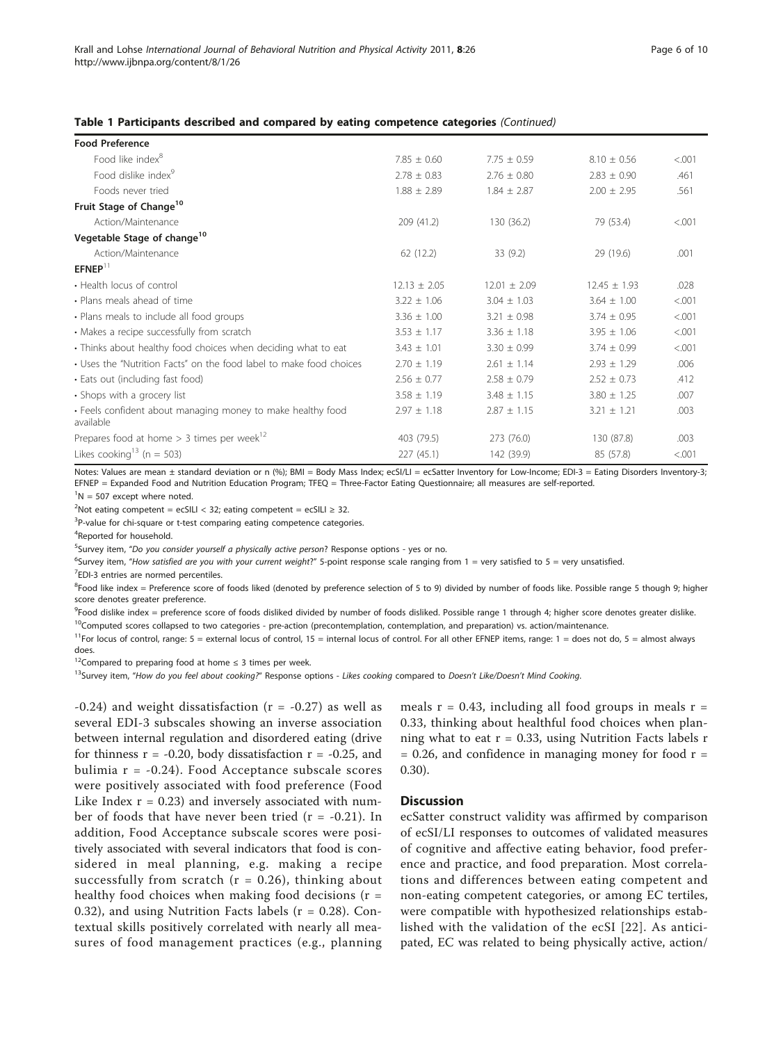**Table 1 Participants described and compared by eating competence categories** *(Continued)*

| | | | | |
|---|---|---|---|---|
| **Food Preference** | | | | |
| Food like index[8] | 7.85 ± 0.60 | 7.75 ± 0.59 | 8.10 ± 0.56 | <.001 |
| Food dislike index[9] | 2.78 ± 0.83 | 2.76 ± 0.80 | 2.83 ± 0.90 | .461 |
| Foods never tried | 1.88 ± 2.89 | 1.84 ± 2.87 | 2.00 ± 2.95 | .561 |
| **Fruit Stage of Change[10]** | | | | |
| Action/Maintenance | 209 (41.2) | 130 (36.2) | 79 (53.4) | <.001 |
| **Vegetable Stage of change[10]** | | | | |
| Action/Maintenance | 62 (12.2) | 33 (9.2) | 29 (19.6) | .001 |
| **EFNEP[11]** | | | | |
| • Health locus of control | 12.13 ± 2.05 | 12.01 ± 2.09 | 12.45 ± 1.93 | .028 |
| • Plans meals ahead of time | 3.22 ± 1.06 | 3.04 ± 1.03 | 3.64 ± 1.00 | <.001 |
| • Plans meals to include all food groups | 3.36 ± 1.00 | 3.21 ± 0.98 | 3.74 ± 0.95 | <.001 |
| • Makes a recipe successfully from scratch | 3.53 ± 1.17 | 3.36 ± 1.18 | 3.95 ± 1.06 | <.001 |
| • Thinks about healthy food choices when deciding what to eat | 3.43 ± 1.01 | 3.30 ± 0.99 | 3.74 ± 0.99 | <.001 |
| • Uses the "Nutrition Facts" on the food label to make food choices | 2.70 ± 1.19 | 2.61 ± 1.14 | 2.93 ± 1.29 | .006 |
| • Eats out (including fast food) | 2.56 ± 0.77 | 2.58 ± 0.79 | 2.52 ± 0.73 | .412 |
| • Shops with a grocery list | 3.58 ± 1.19 | 3.48 ± 1.15 | 3.80 ± 1.25 | .007 |
| • Feels confident about managing money to make healthy food available | 2.97 ± 1.18 | 2.87 ± 1.15 | 3.21 ± 1.21 | .003 |
| Prepares food at home > 3 times per week[12] | 403 (79.5) | 273 (76.0) | 130 (87.8) | .003 |
| Likes cooking[13] (n = 503) | 227 (45.1) | 142 (39.9) | 85 (57.8) | <.001 |

Notes: Values are mean ± standard deviation or n (%); BMI = Body Mass Index; ecSI/LI = ecSatter Inventory for Low-Income; EDI-3 = Eating Disorders Inventory-3; EFNEP = Expanded Food and Nutrition Education Program; TFEQ = Three-Factor Eating Questionnaire; all measures are self-reported.

[1]N = 507 except where noted.

[2]Not eating competent = ecSILI < 32; eating competent = ecSILI ≥ 32.

[3]P-value for chi-square or t-test comparing eating competence categories.

[4]Reported for household.

[5]Survey item, *"Do you consider yourself a physically active person*? Response options - yes or no.

[6]Survey item, *"How satisfied are you with your current weight?"* 5-point response scale ranging from 1 = very satisfied to 5 = very unsatisfied.

[7]EDI-3 entries are normed percentiles.

[8]Food like index = Preference score of foods liked (denoted by preference selection of 5 to 9) divided by number of foods like. Possible range 5 though 9; higher score denotes greater preference.

[9]Food dislike index = preference score of foods disliked divided by number of foods disliked. Possible range 1 through 4; higher score denotes greater dislike.

[10]Computed scores collapsed to two categories - pre-action (precontemplation, contemplation, and preparation) vs. action/maintenance.

[11]For locus of control, range: 5 = external locus of control, 15 = internal locus of control. For all other EFNEP items, range: 1 = does not do, 5 = almost always does.

[12]Compared to preparing food at home ≤ 3 times per week.

[13]Survey item, *"How do you feel about cooking?"* Response options - *Likes cooking* compared to *Doesn't Like/Doesn't Mind Cooking*.

-0.24) and weight dissatisfaction (r = -0.27) as well as several EDI-3 subscales showing an inverse association between internal regulation and disordered eating (drive for thinness r = -0.20, body dissatisfaction r = -0.25, and bulimia r = -0.24). Food Acceptance subscale scores were positively associated with food preference (Food Like Index r = 0.23) and inversely associated with number of foods that have never been tried (r = -0.21). In addition, Food Acceptance subscale scores were positively associated with several indicators that food is considered in meal planning, e.g. making a recipe successfully from scratch (r = 0.26), thinking about healthy food choices when making food decisions (r = 0.32), and using Nutrition Facts labels (r = 0.28). Contextual skills positively correlated with nearly all measures of food management practices (e.g., planning meals r = 0.43, including all food groups in meals r = 0.33, thinking about healthful food choices when planning what to eat r = 0.33, using Nutrition Facts labels r = 0.26, and confidence in managing money for food r = 0.30).

## Discussion

ecSatter construct validity was affirmed by comparison of ecSI/LI responses to outcomes of validated measures of cognitive and affective eating behavior, food preference and practice, and food preparation. Most correlations and differences between eating competent and non-eating competent categories, or among EC tertiles, were compatible with hypothesized relationships established with the validation of the ecSI [22]. As anticipated, EC was related to being physically active, action/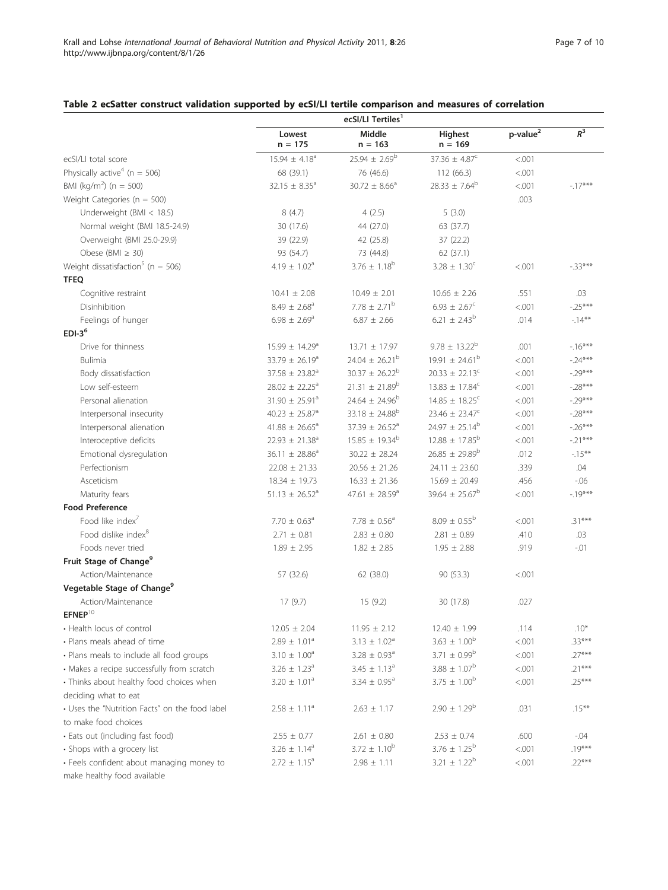## Table 2 ecSatter construct validation supported by ecSI/LI tertile comparison and measures of correlation

| | ecSI/LI Tertiles[1] | | | | |
|---|---|---|---|---|---|
| | Lowest n = 175 | Middle n = 163 | Highest n = 169 | p-value[2] | $R^3$ |
| ecSI/LI total score | 15.94 ± 4.18[a] | 25.94 ± 2.69[b] | 37.36 ± 4.87[c] | <.001 | |
| Physically active[4] (n = 506) | 68 (39.1) | 76 (46.6) | 112 (66.3) | <.001 | |
| BMI (kg/m$^2$) (n = 500) | 32.15 ± 8.35[a] | 30.72 ± 8.66[a] | 28.33 ± 7.64[b] | <.001 | -.17*** |
| Weight Categories (n = 500) | | | | .003 | |
| Underweight (BMI < 18.5) | 8 (4.7) | 4 (2.5) | 5 (3.0) | | |
| Normal weight (BMI 18.5-24.9) | 30 (17.6) | 44 (27.0) | 63 (37.7) | | |
| Overweight (BMI 25.0-29.9) | 39 (22.9) | 42 (25.8) | 37 (22.2) | | |
| Obese (BMI ≥ 30) | 93 (54.7) | 73 (44.8) | 62 (37.1) | | |
| Weight dissatisfaction[5] (n = 506) | 4.19 ± 1.02[a] | 3.76 ± 1.18[b] | 3.28 ± 1.30[c] | <.001 | -.33*** |
| **TFEQ** | | | | | |
| Cognitive restraint | 10.41 ± 2.08 | 10.49 ± 2.01 | 10.66 ± 2.26 | .551 | .03 |
| Disinhibition | 8.49 ± 2.68[a] | 7.78 ± 2.71[b] | 6.93 ± 2.67[c] | <.001 | -.25*** |
| Feelings of hunger | 6.98 ± 2.69[a] | 6.87 ± 2.66 | 6.21 ± 2.43[b] | .014 | -.14** |
| **EDI-3[6]** | | | | | |
| Drive for thinness | 15.99 ± 14.29[a] | 13.71 ± 17.97 | 9.78 ± 13.22[b] | .001 | -.16*** |
| Bulimia | 33.79 ± 26.19[a] | 24.04 ± 26.21[b] | 19.91 ± 24.61[b] | <.001 | -.24*** |
| Body dissatisfaction | 37.58 ± 23.82[a] | 30.37 ± 26.22[b] | 20.33 ± 22.13[c] | <.001 | -.29*** |
| Low self-esteem | 28.02 ± 22.25[a] | 21.31 ± 21.89[b] | 13.83 ± 17.84[c] | <.001 | -.28*** |
| Personal alienation | 31.90 ± 25.91[a] | 24.64 ± 24.96[b] | 14.85 ± 18.25[c] | <.001 | -.29*** |
| Interpersonal insecurity | 40.23 ± 25.87[a] | 33.18 ± 24.88[b] | 23.46 ± 23.47[c] | <.001 | -.28*** |
| Interpersonal alienation | 41.88 ± 26.65[a] | 37.39 ± 26.52[a] | 24.97 ± 25.14[b] | <.001 | -.26*** |
| Interoceptive deficits | 22.93 ± 21.38[a] | 15.85 ± 19.34[b] | 12.88 ± 17.85[b] | <.001 | -.21*** |
| Emotional dysregulation | 36.11 ± 28.86[a] | 30.22 ± 28.24 | 26.85 ± 29.89[b] | .012 | -.15** |
| Perfectionism | 22.08 ± 21.33 | 20.56 ± 21.26 | 24.11 ± 23.60 | .339 | .04 |
| Asceticism | 18.34 ± 19.73 | 16.33 ± 21.36 | 15.69 ± 20.49 | .456 | -.06 |
| Maturity fears | 51.13 ± 26.52[a] | 47.61 ± 28.59[a] | 39.64 ± 25.67[b] | <.001 | -.19*** |
| **Food Preference** | | | | | |
| Food like index[7] | 7.70 ± 0.63[a] | 7.78 ± 0.56[a] | 8.09 ± 0.55[b] | <.001 | .31*** |
| Food dislike index[8] | 2.71 ± 0.81 | 2.83 ± 0.80 | 2.81 ± 0.89 | .410 | .03 |
| Foods never tried | 1.89 ± 2.95 | 1.82 ± 2.85 | 1.95 ± 2.88 | .919 | -.01 |
| **Fruit Stage of Change[9]** | | | | | |
| Action/Maintenance | 57 (32.6) | 62 (38.0) | 90 (53.3) | <.001 | |
| **Vegetable Stage of Change[9]** | | | | | |
| Action/Maintenance | 17 (9.7) | 15 (9.2) | 30 (17.8) | .027 | |
| **EFNEP[10]** | | | | | |
| • Health locus of control | 12.05 ± 2.04 | 11.95 ± 2.12 | 12.40 ± 1.99 | .114 | .10* |
| • Plans meals ahead of time | 2.89 ± 1.01[a] | 3.13 ± 1.02[a] | 3.63 ± 1.00[b] | <.001 | .33*** |
| • Plans meals to include all food groups | 3.10 ± 1.00[a] | 3.28 ± 0.93[a] | 3.71 ± 0.99[b] | <.001 | .27*** |
| • Makes a recipe successfully from scratch | 3.26 ± 1.23[a] | 3.45 ± 1.13[a] | 3.88 ± 1.07[b] | <.001 | .21*** |
| • Thinks about healthy food choices when deciding what to eat | 3.20 ± 1.01[a] | 3.34 ± 0.95[a] | 3.75 ± 1.00[b] | <.001 | .25*** |
| • Uses the "Nutrition Facts" on the food label to make food choices | 2.58 ± 1.11[a] | 2.63 ± 1.17 | 2.90 ± 1.29[b] | .031 | .15** |
| • Eats out (including fast food) | 2.55 ± 0.77 | 2.61 ± 0.80 | 2.53 ± 0.74 | .600 | -.04 |
| • Shops with a grocery list | 3.26 ± 1.14[a] | 3.72 ± 1.10[b] | 3.76 ± 1.25[b] | <.001 | .19*** |
| • Feels confident about managing money to make healthy food available | 2.72 ± 1.15[a] | 2.98 ± 1.11 | 3.21 ± 1.22[b] | <.001 | .22*** |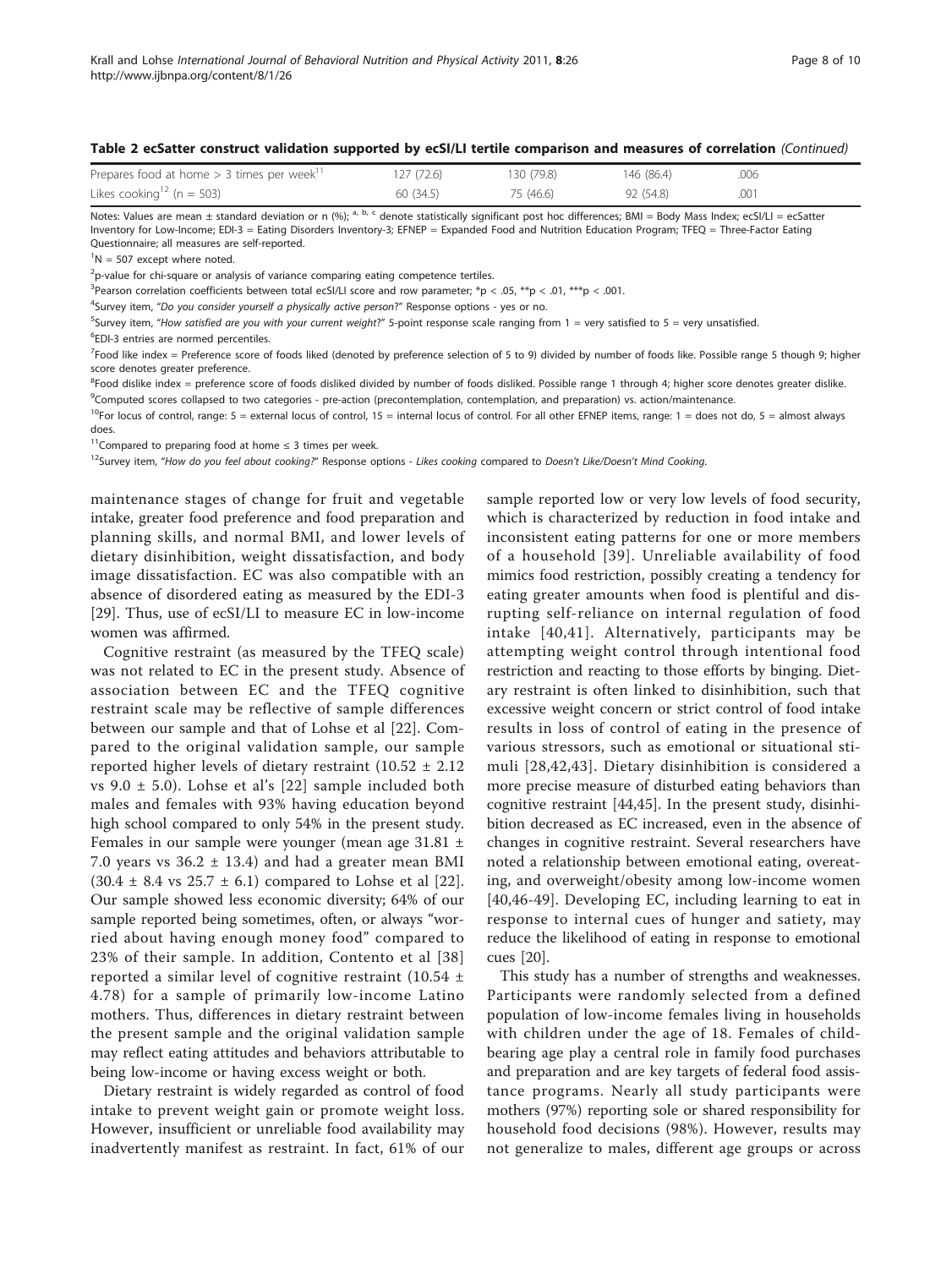**Table 2 ecSatter construct validation supported by ecSI/LI tertile comparison and measures of correlation** *(Continued)*

| | | | | |
|---|---|---|---|---|
| Prepares food at home > 3 times per week[11] | 127 (72.6) | 130 (79.8) | 146 (86.4) | .006 |
| Likes cooking[12] (n = 503) | 60 (34.5) | 75 (46.6) | 92 (54.8) | .001 |

Notes: Values are mean ± standard deviation or n (%); [a, b, c] denote statistically significant post hoc differences; BMI = Body Mass Index; ecSI/LI = ecSatter Inventory for Low-Income; EDI-3 = Eating Disorders Inventory-3; EFNEP = Expanded Food and Nutrition Education Program; TFEQ = Three-Factor Eating Questionnaire; all measures are self-reported.

[1]N = 507 except where noted.

[2]p-value for chi-square or analysis of variance comparing eating competence tertiles.

[3]Pearson correlation coefficients between total ecSI/LI score and row parameter; \*p < .05, \*\*p < .01, \*\*\*p < .001.

[4]Survey item, "*Do you consider yourself a physically active person*?" Response options - yes or no.

[5]Survey item, "*How satisfied are you with your current weight*?" 5-point response scale ranging from 1 = very satisfied to 5 = very unsatisfied.

[6]EDI-3 entries are normed percentiles.

[7]Food like index = Preference score of foods liked (denoted by preference selection of 5 to 9) divided by number of foods like. Possible range 5 though 9; higher score denotes greater preference.

[8]Food dislike index = preference score of foods disliked divided by number of foods disliked. Possible range 1 through 4; higher score denotes greater dislike.

[9]Computed scores collapsed to two categories - pre-action (precontemplation, contemplation, and preparation) vs. action/maintenance.

[10]For locus of control, range: 5 = external locus of control, 15 = internal locus of control. For all other EFNEP items, range: 1 = does not do, 5 = almost always does.

[11]Compared to preparing food at home ≤ 3 times per week.

[12]Survey item, "*How do you feel about cooking?*" Response options - *Likes cooking* compared to *Doesn't Like/Doesn't Mind Cooking*.

maintenance stages of change for fruit and vegetable intake, greater food preference and food preparation and planning skills, and normal BMI, and lower levels of dietary disinhibition, weight dissatisfaction, and body image dissatisfaction. EC was also compatible with an absence of disordered eating as measured by the EDI-3 [29]. Thus, use of ecSI/LI to measure EC in low-income women was affirmed.

Cognitive restraint (as measured by the TFEQ scale) was not related to EC in the present study. Absence of association between EC and the TFEQ cognitive restraint scale may be reflective of sample differences between our sample and that of Lohse et al [22]. Compared to the original validation sample, our sample reported higher levels of dietary restraint (10.52 ± 2.12 vs 9.0 ± 5.0). Lohse et al's [22] sample included both males and females with 93% having education beyond high school compared to only 54% in the present study. Females in our sample were younger (mean age 31.81 ± 7.0 years vs 36.2 ± 13.4) and had a greater mean BMI (30.4 ± 8.4 vs 25.7 ± 6.1) compared to Lohse et al [22]. Our sample showed less economic diversity; 64% of our sample reported being sometimes, often, or always "worried about having enough money food" compared to 23% of their sample. In addition, Contento et al [38] reported a similar level of cognitive restraint (10.54 ± 4.78) for a sample of primarily low-income Latino mothers. Thus, differences in dietary restraint between the present sample and the original validation sample may reflect eating attitudes and behaviors attributable to being low-income or having excess weight or both.

Dietary restraint is widely regarded as control of food intake to prevent weight gain or promote weight loss. However, insufficient or unreliable food availability may inadvertently manifest as restraint. In fact, 61% of our sample reported low or very low levels of food security, which is characterized by reduction in food intake and inconsistent eating patterns for one or more members of a household [39]. Unreliable availability of food mimics food restriction, possibly creating a tendency for eating greater amounts when food is plentiful and disrupting self-reliance on internal regulation of food intake [40,41]. Alternatively, participants may be attempting weight control through intentional food restriction and reacting to those efforts by binging. Dietary restraint is often linked to disinhibition, such that excessive weight concern or strict control of food intake results in loss of control of eating in the presence of various stressors, such as emotional or situational stimuli [28,42,43]. Dietary disinhibition is considered a more precise measure of disturbed eating behaviors than cognitive restraint [44,45]. In the present study, disinhibition decreased as EC increased, even in the absence of changes in cognitive restraint. Several researchers have noted a relationship between emotional eating, overeating, and overweight/obesity among low-income women [40,46-49]. Developing EC, including learning to eat in response to internal cues of hunger and satiety, may reduce the likelihood of eating in response to emotional cues [20].

This study has a number of strengths and weaknesses. Participants were randomly selected from a defined population of low-income females living in households with children under the age of 18. Females of child-bearing age play a central role in family food purchases and preparation and are key targets of federal food assistance programs. Nearly all study participants were mothers (97%) reporting sole or shared responsibility for household food decisions (98%). However, results may not generalize to males, different age groups or across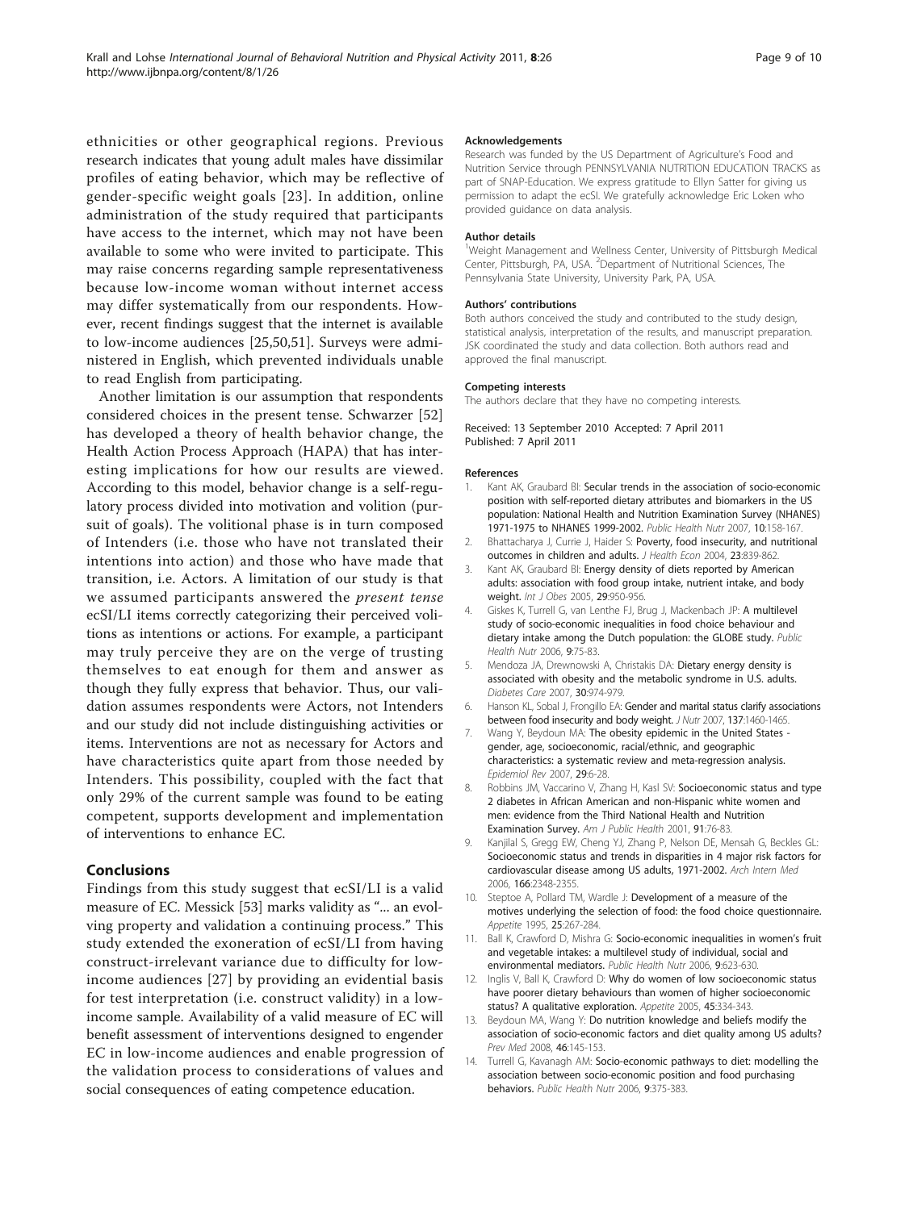ethnicities or other geographical regions. Previous research indicates that young adult males have dissimilar profiles of eating behavior, which may be reflective of gender-specific weight goals [23]. In addition, online administration of the study required that participants have access to the internet, which may not have been available to some who were invited to participate. This may raise concerns regarding sample representativeness because low-income woman without internet access may differ systematically from our respondents. However, recent findings suggest that the internet is available to low-income audiences [25,50,51]. Surveys were administered in English, which prevented individuals unable to read English from participating.

Another limitation is our assumption that respondents considered choices in the present tense. Schwarzer [52] has developed a theory of health behavior change, the Health Action Process Approach (HAPA) that has interesting implications for how our results are viewed. According to this model, behavior change is a self-regulatory process divided into motivation and volition (pursuit of goals). The volitional phase is in turn composed of Intenders (i.e. those who have not translated their intentions into action) and those who have made that transition, i.e. Actors. A limitation of our study is that we assumed participants answered the *present tense* ecSI/LI items correctly categorizing their perceived volitions as intentions or actions. For example, a participant may truly perceive they are on the verge of trusting themselves to eat enough for them and answer as though they fully express that behavior. Thus, our validation assumes respondents were Actors, not Intenders and our study did not include distinguishing activities or items. Interventions are not as necessary for Actors and have characteristics quite apart from those needed by Intenders. This possibility, coupled with the fact that only 29% of the current sample was found to be eating competent, supports development and implementation of interventions to enhance EC.

## Conclusions

Findings from this study suggest that ecSI/LI is a valid measure of EC. Messick [53] marks validity as "... an evolving property and validation a continuing process." This study extended the exoneration of ecSI/LI from having construct-irrelevant variance due to difficulty for low-income audiences [27] by providing an evidential basis for test interpretation (i.e. construct validity) in a low-income sample. Availability of a valid measure of EC will benefit assessment of interventions designed to engender EC in low-income audiences and enable progression of the validation process to considerations of values and social consequences of eating competence education.

#### Acknowledgements

Research was funded by the US Department of Agriculture's Food and Nutrition Service through PENNSYLVANIA NUTRITION EDUCATION TRACKS as part of SNAP-Education. We express gratitude to Ellyn Satter for giving us permission to adapt the ecSI. We gratefully acknowledge Eric Loken who provided guidance on data analysis.

#### Author details

[1]Weight Management and Wellness Center, University of Pittsburgh Medical Center, Pittsburgh, PA, USA. [2]Department of Nutritional Sciences, The Pennsylvania State University, University Park, PA, USA.

#### Authors' contributions

Both authors conceived the study and contributed to the study design, statistical analysis, interpretation of the results, and manuscript preparation. JSK coordinated the study and data collection. Both authors read and approved the final manuscript.

#### Competing interests

The authors declare that they have no competing interests.

Received: 13 September 2010 Accepted: 7 April 2011
Published: 7 April 2011

#### References

1. Kant AK, Graubard BI: Secular trends in the association of socio-economic position with self-reported dietary attributes and biomarkers in the US population: National Health and Nutrition Examination Survey (NHANES) 1971-1975 to NHANES 1999-2002. *Public Health Nutr* 2007, **10**:158-167.
2. Bhattacharya J, Currie J, Haider S: Poverty, food insecurity, and nutritional outcomes in children and adults. *J Health Econ* 2004, **23**:839-862.
3. Kant AK, Graubard BI: Energy density of diets reported by American adults: association with food group intake, nutrient intake, and body weight. *Int J Obes* 2005, **29**:950-956.
4. Giskes K, Turrell G, van Lenthe FJ, Brug J, Mackenbach JP: A multilevel study of socio-economic inequalities in food choice behaviour and dietary intake among the Dutch population: the GLOBE study. *Public Health Nutr* 2006, **9**:75-83.
5. Mendoza JA, Drewnowski A, Christakis DA: Dietary energy density is associated with obesity and the metabolic syndrome in U.S. adults. *Diabetes Care* 2007, **30**:974-979.
6. Hanson KL, Sobal J, Frongillo EA: Gender and marital status clarify associations between food insecurity and body weight. *J Nutr* 2007, **137**:1460-1465.
7. Wang Y, Beydoun MA: The obesity epidemic in the United States - gender, age, socioeconomic, racial/ethnic, and geographic characteristics: a systematic review and meta-regression analysis. *Epidemiol Rev* 2007, **29**:6-28.
8. Robbins JM, Vaccarino V, Zhang H, Kasl SV: Socioeconomic status and type 2 diabetes in African American and non-Hispanic white women and men: evidence from the Third National Health and Nutrition Examination Survey. *Am J Public Health* 2001, **91**:76-83.
9. Kanjilal S, Gregg EW, Cheng YJ, Zhang P, Nelson DE, Mensah G, Beckles GL: Socioeconomic status and trends in disparities in 4 major risk factors for cardiovascular disease among US adults, 1971-2002. *Arch Intern Med* 2006, **166**:2348-2355.
10. Steptoe A, Pollard TM, Wardle J: Development of a measure of the motives underlying the selection of food: the food choice questionnaire. *Appetite* 1995, **25**:267-284.
11. Ball K, Crawford D, Mishra G: Socio-economic inequalities in women's fruit and vegetable intakes: a multilevel study of individual, social and environmental mediators. *Public Health Nutr* 2006, **9**:623-630.
12. Inglis V, Ball K, Crawford D: Why do women of low socioeconomic status have poorer dietary behaviours than women of higher socioeconomic status? A qualitative exploration. *Appetite* 2005, **45**:334-343.
13. Beydoun MA, Wang Y: Do nutrition knowledge and beliefs modify the association of socio-economic factors and diet quality among US adults? *Prev Med* 2008, **46**:145-153.
14. Turrell G, Kavanagh AM: Socio-economic pathways to diet: modelling the association between socio-economic position and food purchasing behaviors. *Public Health Nutr* 2006, **9**:375-383.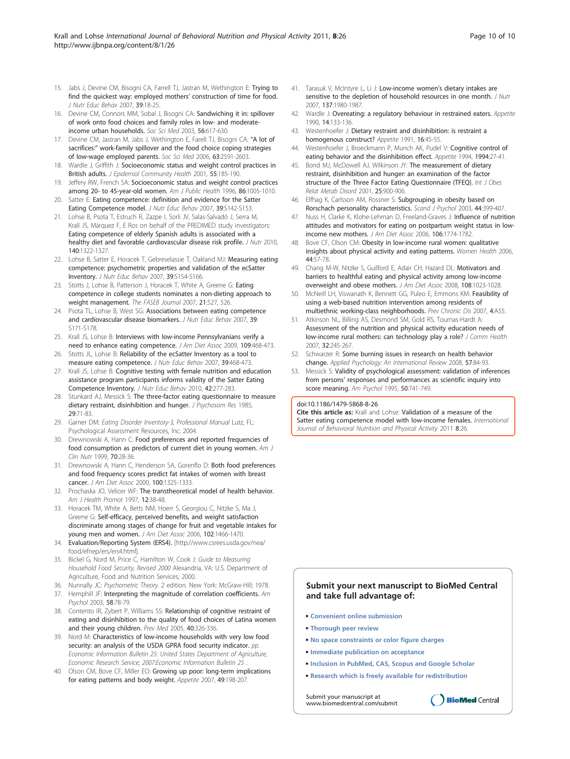15. Jabs J, Devine CM, Bisogni CA, Farrell TJ, Jastran M, Wethington E: **Trying to find the quickest way: employed mothers' construction of time for food.** *J Nutr Educ Behav* 2007, **39**:18-25.
16. Devine CM, Connors MM, Sobal J, Bisogni CA: **Sandwiching it in: spillover of work onto food choices and family roles in low- and moderate-income urban households.** *Soc Sci Med* 2003, **56**:617-630.
17. Devine CM, Jastran M, Jabs J, Wethington E, Farell TJ, Bisogni CA: **"A lot of sacrifices:" work-family spillover and the food choice coping strategies of low-wage employed parents.** *Soc Sci Med* 2006, **63**:2591-2603.
18. Wardle J, Griffith J: **Socioeconomic status and weight control practices in British adults.** *J Epidemiol Community Health* 2001, **55**:185-190.
19. Jeffery RW, French SA: **Socioeconomic status and weight control practices among 20- to 45-year-old women.** *Am J Public Health* 1996, **86**:1005-1010.
20. Satter E: **Eating competence: definition and evidence for the Satter Eating Competence model.** *J Nutr Educ Behav* 2007, **39**:S142-S153.
21. Lohse B, Psota T, Estruch R, Zazpe I, Sorli JV, Salas-Salvadó J, Serra M, Krall JS, Márquez F, E Ros on behalf of the PREDIMED study investigators: **Eating competence of elderly Spanish adults is associated with a healthy diet and favorable cardiovascular disease risk profile.** *J Nutr* 2010, **140**:1322-1327.
22. Lohse B, Satter E, Horacek T, Gebreselassie T, Oakland MJ: **Measuring eating competence: psychometric properties and validation of the ecSatter Inventory.** *J Nutr Educ Behav* 2007, **39**:S154-S166.
23. Stotts J, Lohse B, Patterson J, Horacek T, White A, Greene G: **Eating competence in college students nominates a non-dieting approach to weight management.** *The FASEB Journal* 2007, **21**:527, 526.
24. Psota TL, Lohse B, West SG: **Associations between eating competence and cardiovascular disease biomarkers.** *J Nutr Educ Behav* 2007, **39**:S171-S178.
25. Krall JS, Lohse B: **Interviews with low-income Pennsylvanians verify a need to enhance eating competence.** *J Am Diet Assoc* 2009, **109**:468-473.
26. Stotts JL, Lohse B: **Reliability of the ecSatter Inventory as a tool to measure eating competence.** *J Nutr Educ Behav* 2007, **39**:468-473.
27. Krall JS, Lohse B: **Cognitive testing with female nutrition and education assistance program participants informs validity of the Satter Eating Competence Inventory.** *J Nutr Educ Behav* 2010, **42**:277-283.
28. Stunkard AJ, Messick S: **The three-factor eating questionnaire to measure dietary restraint, disinhibition and hunger.** *J Psychosom Res* 1985, **29**:71-83.
29. Garner DM: *Eating Disorder Inventory-3, Professional Manual* Lutz, FL: Psychological Assessment Resources, Inc; 2004.
30. Drewnowski A, Hann C: **Food preferences and reported frequencies of food consumption as predictors of current diet in young women.** *Am J Clin Nutr* 1999, **70**:28-36.
31. Drewnowski A, Hann C, Henderson SA, Gorenflo D: **Both food preferences and food frequency scores predict fat intakes of women with breast cancer.** *J Am Diet Assoc* 2000, **100**:1325-1333.
32. Prochaska JO, Velicer WF: **The transtheoretical model of health behavior.** *Am J Health Promot* 1997, **12**:38-48.
33. Horacek TM, White A, Betts NM, Hoerr S, Georgiou C, Nitzke S, Ma J, Greene G: **Self-efficacy, perceived benefits, and weight satisfaction discriminate among stages of change for fruit and vegetable intakes for young men and women.** *J Am Diet Assoc* 2006, **102**:1466-1470.
34. **Evaluation/Reporting System (ERS4).** [http://www.csrees.usda.gov/nea/food/efnep/ers/ers4.html].
35. Bickel G, Nord M, Price C, Hamilton W, Cook J: *Guide to Measuring Household Food Security, Revised 2000* Alexandria, VA: U.S. Department of Agriculture, Food and Nutrition Services; 2000.
36. Nunnally JC: *Psychometric Theory.* 2 edition. New York: McGraw-Hill; 1978.
37. Hemphill JF: **Interpreting the magnitude of correlation coefficients.** *Am Psychol* 2003, **58**:78-79.
38. Contento IR, Zybert P, Williams SS: **Relationship of cognitive restraint of eating and disinhibition to the quality of food choices of Latina women and their young children.** *Prev Med* 2005, **40**:326-336.
39. Nord M: **Characteristics of low-income households with very low food security: an analysis of the USDA GPRA food security indicator.** *pp. Economic Information Bulletin 25: United States Department of Agriculture, Economic Research Service; 2007:Economic Information Bulletin 25* .
40. Olson CM, Bove CF, Miller EO: **Growing up poor: long-term implications for eating patterns and body weight.** *Appetite* 2007, **49**:198-207.
41. Tarasuk V, McIntyre L, Li J: **Low-income women's dietary intakes are sensitive to the depletion of household resources in one month.** *J Nutr* 2007, **137**:1980-1987.
42. Wardle J: **Overeating: a regulatory behaviour in restrained eaters.** *Appetite* 1990, **14**:133-136.
43. Westenhoefer J: **Dietary restraint and disinhibition: is restraint a homogenous construct?** *Appetite* 1991, **16**:45-55.
44. Westenhoefer J, Broeckmann P, Munch AK, Pudel V: **Cognitive control of eating behavior and the disinhibition effect.** *Appetite* 1994, **1994**:27-41.
45. Bond MJ, McDowell AJ, Wilkinson JY: **The measurement of dietary restraint, disinhibition and hunger: an examination of the factor structure of the Three Factor Eating Questionnaire (TFEQ).** *Int J Obes Relat Metab Disord* 2001, **25**:900-906.
46. Elfhag K, Carlsson AM, Rossner S: **Subgrouping in obesity based on Rorschach personality characteristics.** *Scand J Psychol* 2003, **44**:399-407.
47. Nuss H, Clarke K, Klohe-Lehman D, Freeland-Graves J: **Influence of nutrition attitudes and motivators for eating on postpartum weight status in low-income new mothers.** *J Am Diet Assoc* 2006, **106**:1774-1782.
48. Bove CF, Olson CM: **Obesity in low-income rural women: qualitative insights about physical activity and eating patterns.** *Women Health* 2006, **44**:57-78.
49. Chang M-W, Nitzke S, Guilford E, Adair CH, Hazard DL: **Motivators and barriers to healthful eating and physical activity among low-income overweight and obese mothers.** *J Am Diet Assoc* 2008, **108**:1023-1028.
50. McNeill LH, Viswanath K, Bennett GG, Puleo E, Emmons KM: **Feasibility of using a web-based nutrition intervention among residents of multiethnic working-class neighborhoods.** *Prev Chronic Dis* 2007, **4**:A55.
51. Atkinson NL, Billing AS, Desmond SM, Gold RS, Tournas-Hardt A: **Assessment of the nutrition and physical activity education needs of low-income rural mothers: can technology play a role?** *J Comm Health* 2007, **32**:245-267.
52. Schwarzer R: **Some burning issues in research on health behavior change.** *Applied Psychology: An International Review* 2008, **57**:84-93.
53. Messick S: **Validity of psychological assessment: validation of inferences from persons' responses and performances as scientific inquiry into score meaning.** *Am Psychol* 1995, **50**:741-749.

doi:10.1186/1479-5868-8-26

**Cite this article as:** Krall and Lohse: **Validation of a measure of the Satter eating competence model with low-income females.** *International Journal of Behavioral Nutrition and Physical Activity* 2011 **8**:26.

**Submit your next manuscript to BioMed Central and take full advantage of:**

- **Convenient online submission**
- **Thorough peer review**
- **No space constraints or color figure charges**
- **Immediate publication on acceptance**
- **Inclusion in PubMed, CAS, Scopus and Google Scholar**
- **Research which is freely available for redistribution**

Submit your manuscript at
www.biomedcentral.com/submit

BioMed Central